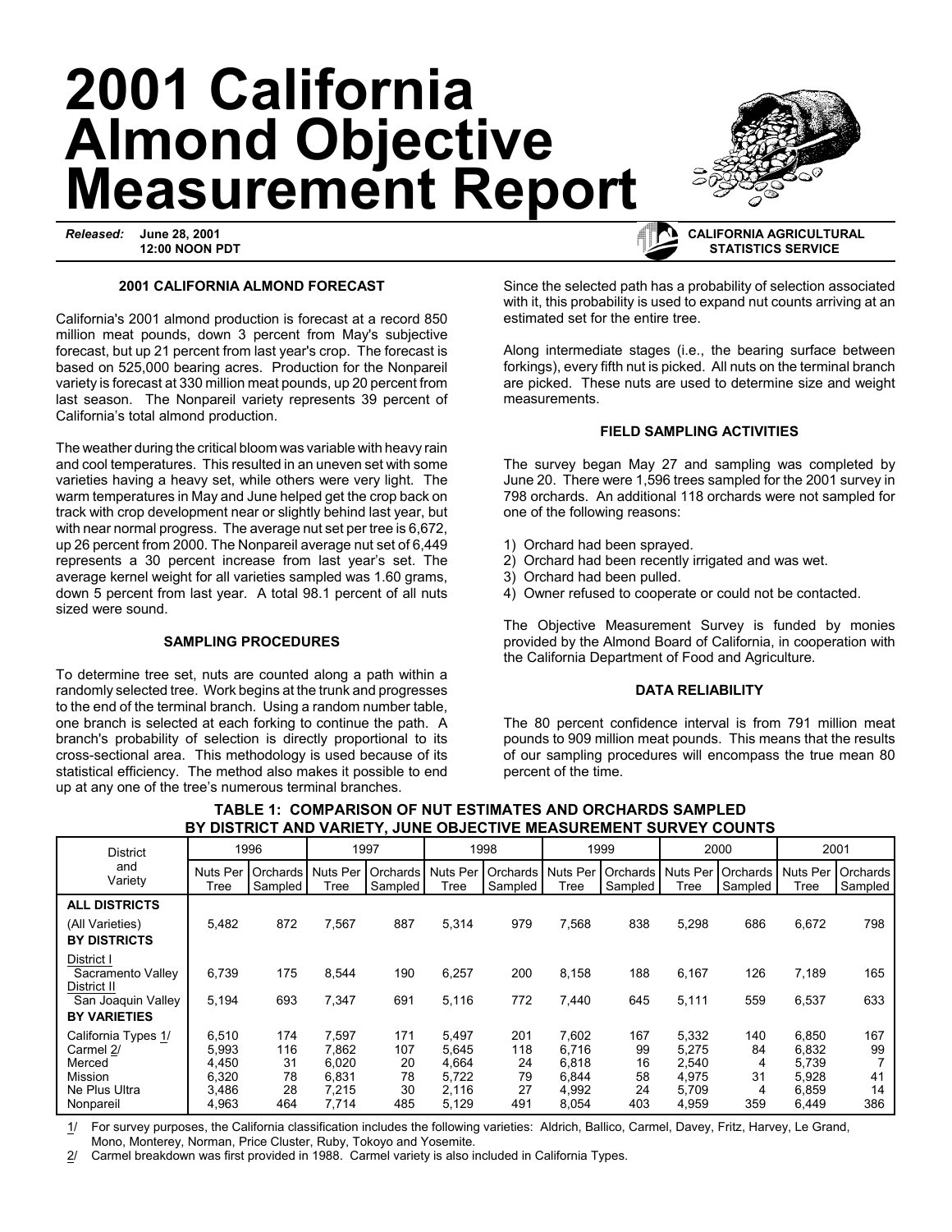# 2001 California Almond Objective Measurement Report

*Released:* **June 28, 2001**
**12:00 NOON PDT**

**CALIFORNIA AGRICULTURAL STATISTICS SERVICE**

### 2001 CALIFORNIA ALMOND FORECAST

California's 2001 almond production is forecast at a record 850 million meat pounds, down 3 percent from May's subjective forecast, but up 21 percent from last year's crop. The forecast is based on 525,000 bearing acres. Production for the Nonpareil variety is forecast at 330 million meat pounds, up 20 percent from last season. The Nonpareil variety represents 39 percent of California's total almond production.

The weather during the critical bloom was variable with heavy rain and cool temperatures. This resulted in an uneven set with some varieties having a heavy set, while others were very light. The warm temperatures in May and June helped get the crop back on track with crop development near or slightly behind last year, but with near normal progress. The average nut set per tree is 6,672, up 26 percent from 2000. The Nonpareil average nut set of 6,449 represents a 30 percent increase from last year's set. The average kernel weight for all varieties sampled was 1.60 grams, down 5 percent from last year. A total 98.1 percent of all nuts sized were sound.

### SAMPLING PROCEDURES

To determine tree set, nuts are counted along a path within a randomly selected tree. Work begins at the trunk and progresses to the end of the terminal branch. Using a random number table, one branch is selected at each forking to continue the path. A branch's probability of selection is directly proportional to its cross-sectional area. This methodology is used because of its statistical efficiency. The method also makes it possible to end up at any one of the tree's numerous terminal branches. Since the selected path has a probability of selection associated with it, this probability is used to expand nut counts arriving at an estimated set for the entire tree.

Along intermediate stages (i.e., the bearing surface between forkings), every fifth nut is picked. All nuts on the terminal branch are picked. These nuts are used to determine size and weight measurements.

### FIELD SAMPLING ACTIVITIES

The survey began May 27 and sampling was completed by June 20. There were 1,596 trees sampled for the 2001 survey in 798 orchards. An additional 118 orchards were not sampled for one of the following reasons:

1) Orchard had been sprayed.
2) Orchard had been recently irrigated and was wet.
3) Orchard had been pulled.
4) Owner refused to cooperate or could not be contacted.

The Objective Measurement Survey is funded by monies provided by the Almond Board of California, in cooperation with the California Department of Food and Agriculture.

### DATA RELIABILITY

The 80 percent confidence interval is from 791 million meat pounds to 909 million meat pounds. This means that the results of our sampling procedures will encompass the true mean 80 percent of the time.

**TABLE 1: COMPARISON OF NUT ESTIMATES AND ORCHARDS SAMPLED BY DISTRICT AND VARIETY, JUNE OBJECTIVE MEASUREMENT SURVEY COUNTS**

| District and Variety | 1996 | | 1997 | | 1998 | | 1999 | | 2000 | | 2001 | |
|---|---|---|---|---|---|---|---|---|---|---|---|---|
| | Nuts Per Tree | Orchards Sampled | Nuts Per Tree | Orchards Sampled | Nuts Per Tree | Orchards Sampled | Nuts Per Tree | Orchards Sampled | Nuts Per Tree | Orchards Sampled | Nuts Per Tree | Orchards Sampled |
| **ALL DISTRICTS** | | | | | | | | | | | | |
| (All Varieties) | 5,482 | 872 | 7,567 | 887 | 5,314 | 979 | 7,568 | 838 | 5,298 | 686 | 6,672 | 798 |
| **BY DISTRICTS** | | | | | | | | | | | | |
| District I Sacramento Valley | 6,739 | 175 | 8,544 | 190 | 6,257 | 200 | 8,158 | 188 | 6,167 | 126 | 7,189 | 165 |
| District II San Joaquin Valley | 5,194 | 693 | 7,347 | 691 | 5,116 | 772 | 7,440 | 645 | 5,111 | 559 | 6,537 | 633 |
| **BY VARIETIES** | | | | | | | | | | | | |
| California Types 1/ | 6,510 | 174 | 7,597 | 171 | 5,497 | 201 | 7,602 | 167 | 5,332 | 140 | 6,850 | 167 |
| Carmel 2/ | 5,993 | 116 | 7,862 | 107 | 5,645 | 118 | 6,716 | 99 | 5,275 | 84 | 6,832 | 99 |
| Merced | 4,450 | 31 | 6,020 | 20 | 4,664 | 24 | 6,818 | 16 | 2,540 | 4 | 5,739 | 7 |
| Mission | 6,320 | 78 | 6,831 | 78 | 5,722 | 79 | 6,844 | 58 | 4,975 | 31 | 5,928 | 41 |
| Ne Plus Ultra | 3,486 | 28 | 7,215 | 30 | 2,116 | 27 | 4,992 | 24 | 5,709 | 4 | 6,859 | 14 |
| Nonpareil | 4,963 | 464 | 7,714 | 485 | 5,129 | 491 | 8,054 | 403 | 4,959 | 359 | 6,449 | 386 |

1/ For survey purposes, the California classification includes the following varieties: Aldrich, Ballico, Carmel, Davey, Fritz, Harvey, Le Grand, Mono, Monterey, Norman, Price Cluster, Ruby, Tokoyo and Yosemite.

2/ Carmel breakdown was first provided in 1988. Carmel variety is also included in California Types.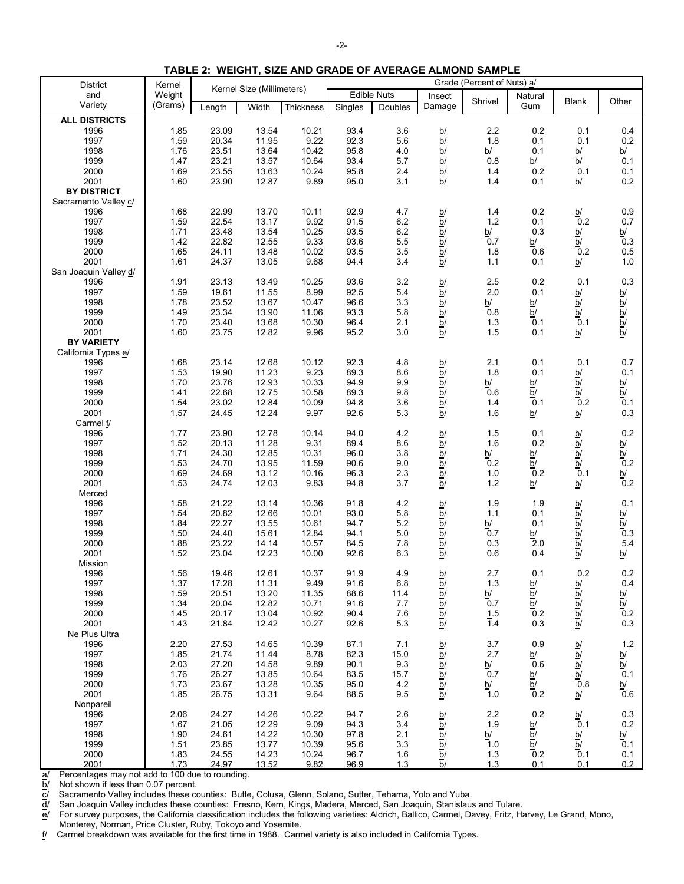## TABLE 2: WEIGHT, SIZE AND GRADE OF AVERAGE ALMOND SAMPLE

| District and Variety | Kernel Weight (Grams) | Kernel Size (Millimeters) | | | Grade (Percent of Nuts) a/ | | | | | | |
|---|---|---|---|---|---|---|---|---|---|---|---|
| | | Length | Width | Thickness | Edible Nuts Singles | Edible Nuts Doubles | Insect Damage | Shrivel | Natural Gum | Blank | Other |
| **ALL DISTRICTS** | | | | | | | | | | | |
| 1996 | 1.85 | 23.09 | 13.54 | 10.21 | 93.4 | 3.6 | b/ | 2.2 | 0.2 | 0.1 | 0.4 |
| 1997 | 1.59 | 20.34 | 11.95 | 9.22 | 92.3 | 5.6 | b/ | 1.8 | 0.1 | 0.1 | 0.2 |
| 1998 | 1.76 | 23.51 | 13.64 | 10.42 | 95.8 | 4.0 | b/ | b/ | 0.1 | b/ | b/ |
| 1999 | 1.47 | 23.21 | 13.57 | 10.64 | 93.4 | 5.7 | b/ | 0.8 | b/ | b/ | 0.1 |
| 2000 | 1.69 | 23.55 | 13.63 | 10.24 | 95.8 | 2.4 | b/ | 1.4 | 0.2 | 0.1 | 0.1 |
| 2001 | 1.60 | 23.90 | 12.87 | 9.89 | 95.0 | 3.1 | b/ | 1.4 | 0.1 | b/ | 0.2 |
| **BY DISTRICT** | | | | | | | | | | | |
| Sacramento Valley c/ | | | | | | | | | | | |
| 1996 | 1.68 | 22.99 | 13.70 | 10.11 | 92.9 | 4.7 | b/ | 1.4 | 0.2 | b/ | 0.9 |
| 1997 | 1.59 | 22.54 | 13.17 | 9.92 | 91.5 | 6.2 | b/ | 1.2 | 0.1 | 0.2 | 0.7 |
| 1998 | 1.71 | 23.48 | 13.54 | 10.25 | 93.5 | 6.2 | b/ | b/ | 0.3 | b/ | b/ |
| 1999 | 1.42 | 22.82 | 12.55 | 9.33 | 93.6 | 5.5 | b/ | 0.7 | b/ | b/ | 0.3 |
| 2000 | 1.65 | 24.11 | 13.48 | 10.02 | 93.5 | 3.5 | b/ | 1.8 | 0.6 | 0.2 | 0.5 |
| 2001 | 1.61 | 24.37 | 13.05 | 9.68 | 94.4 | 3.4 | b/ | 1.1 | 0.1 | b/ | 1.0 |
| San Joaquin Valley d/ | | | | | | | | | | | |
| 1996 | 1.91 | 23.13 | 13.49 | 10.25 | 93.6 | 3.2 | b/ | 2.5 | 0.2 | 0.1 | 0.3 |
| 1997 | 1.59 | 19.61 | 11.55 | 8.99 | 92.5 | 5.4 | b/ | 2.0 | 0.1 | b/ | b/ |
| 1998 | 1.78 | 23.52 | 13.67 | 10.47 | 96.6 | 3.3 | b/ | b/ | b/ | b/ | b/ |
| 1999 | 1.49 | 23.34 | 13.90 | 11.06 | 93.3 | 5.8 | b/ | 0.8 | b/ | b/ | b/ |
| 2000 | 1.70 | 23.40 | 13.68 | 10.30 | 96.4 | 2.1 | b/ | 1.3 | 0.1 | 0.1 | b/ |
| 2001 | 1.60 | 23.75 | 12.82 | 9.96 | 95.2 | 3.0 | b/ | 1.5 | 0.1 | b/ | b/ |
| **BY VARIETY** | | | | | | | | | | | |
| California Types e/ | | | | | | | | | | | |
| 1996 | 1.68 | 23.14 | 12.68 | 10.12 | 92.3 | 4.8 | b/ | 2.1 | 0.1 | 0.1 | 0.7 |
| 1997 | 1.53 | 19.90 | 11.23 | 9.23 | 89.3 | 8.6 | b/ | 1.8 | 0.1 | b/ | 0.1 |
| 1998 | 1.70 | 23.76 | 12.93 | 10.33 | 94.9 | 9.9 | b/ | b/ | b/ | b/ | b/ |
| 1999 | 1.41 | 22.68 | 12.75 | 10.58 | 89.3 | 9.8 | b/ | 0.6 | b/ | b/ | b/ |
| 2000 | 1.54 | 23.02 | 12.84 | 10.09 | 94.8 | 3.6 | b/ | 1.4 | 0.1 | 0.2 | 0.1 |
| 2001 | 1.57 | 24.45 | 12.24 | 9.97 | 92.6 | 5.3 | b/ | 1.6 | b/ | b/ | 0.3 |
| Carmel f/ | | | | | | | | | | | |
| 1996 | 1.77 | 23.90 | 12.78 | 10.14 | 94.0 | 4.2 | b/ | 1.5 | 0.1 | b/ | 0.2 |
| 1997 | 1.52 | 20.13 | 11.28 | 9.31 | 89.4 | 8.6 | b/ | 1.6 | 0.2 | b/ | b/ |
| 1998 | 1.71 | 24.30 | 12.85 | 10.31 | 96.0 | 3.8 | b/ | b/ | b/ | b/ | b/ |
| 1999 | 1.53 | 24.70 | 13.95 | 11.59 | 90.6 | 9.0 | b/ | 0.2 | b/ | b/ | 0.2 |
| 2000 | 1.69 | 24.69 | 13.12 | 10.16 | 96.3 | 2.3 | b/ | 1.0 | 0.2 | 0.1 | b/ |
| 2001 | 1.53 | 24.74 | 12.03 | 9.83 | 94.8 | 3.7 | b/ | 1.2 | b/ | b/ | 0.2 |
| Merced | | | | | | | | | | | |
| 1996 | 1.58 | 21.22 | 13.14 | 10.36 | 91.8 | 4.2 | b/ | 1.9 | 1.9 | b/ | 0.1 |
| 1997 | 1.54 | 20.82 | 12.66 | 10.01 | 93.0 | 5.8 | b/ | 1.1 | 0.1 | b/ | b/ |
| 1998 | 1.84 | 22.27 | 13.55 | 10.61 | 94.7 | 5.2 | b/ | b/ | 0.1 | b/ | b/ |
| 1999 | 1.50 | 24.40 | 15.61 | 12.84 | 94.1 | 5.0 | b/ | 0.7 | b/ | b/ | 0.3 |
| 2000 | 1.88 | 23.22 | 14.14 | 10.57 | 84.5 | 7.8 | b/ | 0.3 | 2.0 | b/ | 5.4 |
| 2001 | 1.52 | 23.04 | 12.23 | 10.00 | 92.6 | 6.3 | b/ | 0.6 | 0.4 | b/ | b/ |
| Mission | | | | | | | | | | | |
| 1996 | 1.56 | 19.46 | 12.61 | 10.37 | 91.9 | 4.9 | b/ | 2.7 | 0.1 | 0.2 | 0.2 |
| 1997 | 1.37 | 17.28 | 11.31 | 9.49 | 91.6 | 6.8 | b/ | 1.3 | b/ | b/ | 0.4 |
| 1998 | 1.59 | 20.51 | 13.20 | 11.35 | 88.6 | 11.4 | b/ | b/ | b/ | b/ | b/ |
| 1999 | 1.34 | 20.04 | 12.82 | 10.71 | 91.6 | 7.7 | b/ | 0.7 | b/ | b/ | b/ |
| 2000 | 1.45 | 20.17 | 13.04 | 10.92 | 90.4 | 7.6 | b/ | 1.5 | 0.2 | b/ | 0.2 |
| 2001 | 1.43 | 21.84 | 12.42 | 10.27 | 92.6 | 5.3 | b/ | 1.4 | 0.3 | b/ | 0.3 |
| Ne Plus Ultra | | | | | | | | | | | |
| 1996 | 2.20 | 27.53 | 14.65 | 10.39 | 87.1 | 7.1 | b/ | 3.7 | 0.9 | b/ | 1.2 |
| 1997 | 1.85 | 21.74 | 11.44 | 8.78 | 82.3 | 15.0 | b/ | 2.7 | b/ | b/ | b/ |
| 1998 | 2.03 | 27.20 | 14.58 | 9.89 | 90.1 | 9.3 | b/ | b/ | 0.6 | b/ | b/ |
| 1999 | 1.76 | 26.27 | 13.85 | 10.64 | 83.5 | 15.7 | b/ | 0.7 | b/ | b/ | 0.1 |
| 2000 | 1.73 | 23.67 | 13.28 | 10.35 | 95.0 | 4.2 | b/ | b/ | b/ | 0.8 | b/ |
| 2001 | 1.85 | 26.75 | 13.31 | 9.64 | 88.5 | 9.5 | b/ | 1.0 | 0.2 | b/ | 0.6 |
| Nonpareil | | | | | | | | | | | |
| 1996 | 2.06 | 24.27 | 14.26 | 10.22 | 94.7 | 2.6 | b/ | 2.2 | 0.2 | b/ | 0.3 |
| 1997 | 1.67 | 21.05 | 12.29 | 9.09 | 94.3 | 3.4 | b/ | 1.9 | b/ | 0.1 | 0.2 |
| 1998 | 1.90 | 24.61 | 14.22 | 10.30 | 97.8 | 2.1 | b/ | b/ | b/ | b/ | b/ |
| 1999 | 1.51 | 23.85 | 13.77 | 10.39 | 95.6 | 3.3 | b/ | 1.0 | b/ | b/ | 0.1 |
| 2000 | 1.83 | 24.55 | 14.23 | 10.24 | 96.7 | 1.6 | b/ | 1.3 | 0.2 | 0.1 | 0.1 |
| 2001 | 1.73 | 24.97 | 13.52 | 9.82 | 96.9 | 1.3 | b/ | 1.3 | 0.1 | 0.1 | 0.2 |

a/ Percentages may not add to 100 due to rounding.
b/ Not shown if less than 0.07 percent.
c/ Sacramento Valley includes these counties: Butte, Colusa, Glenn, Solano, Sutter, Tehama, Yolo and Yuba.
d/ San Joaquin Valley includes these counties: Fresno, Kern, Kings, Madera, Merced, San Joaquin, Stanislaus and Tulare.
e/ For survey purposes, the California classification includes the following varieties: Aldrich, Ballico, Carmel, Davey, Fritz, Harvey, Le Grand, Mono, Monterey, Norman, Price Cluster, Ruby, Tokoyo and Yosemite.
f/ Carmel breakdown was available for the first time in 1988. Carmel variety is also included in California Types.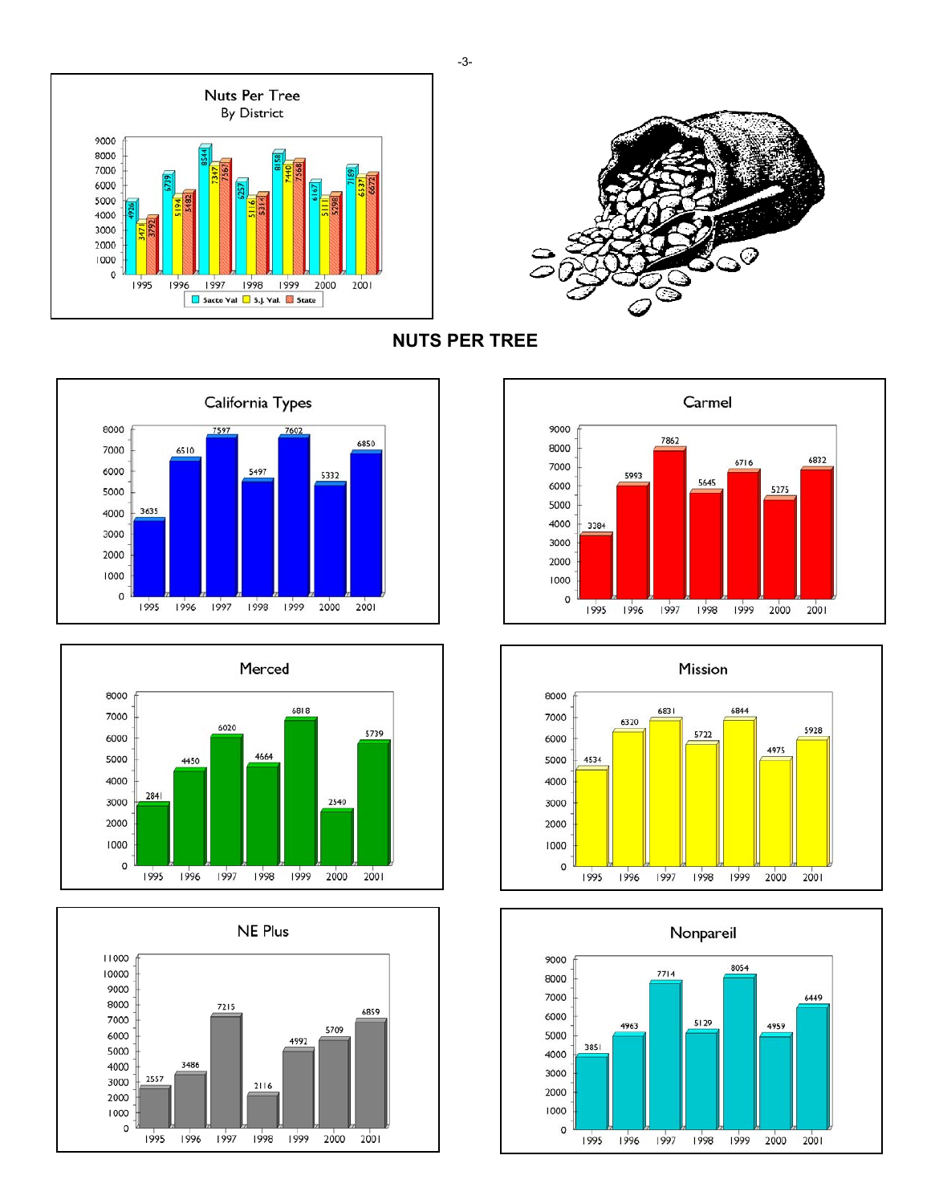**Nuts Per Tree**
**By District**

| Year | Sacto Val | S.J. Val. | State |
|---|---|---|---|
| 1995 | 4926 | 3471 | 3792 |
| 1996 | 6739 | 5194 | 5492 |
| 1997 | 8544 | 7317 | 7567 |
| 1998 | 6257 | 5116 | 5314 |
| 1999 | 8158 | 7440 | 7568 |
| 2000 | 6167 | 5111 | 5298 |
| 2001 | 7189 | 6537 | 6672 |

# NUTS PER TREE

**California Types**

| 1995 | 1996 | 1997 | 1998 | 1999 | 2000 | 2001 |
|---|---|---|---|---|---|---|
| 3635 | 6510 | 7597 | 5497 | 7602 | 5332 | 6850 |

**Carmel**

| 1995 | 1996 | 1997 | 1998 | 1999 | 2000 | 2001 |
|---|---|---|---|---|---|---|
| 3384 | 5993 | 7862 | 5645 | 6716 | 5275 | 6832 |

**Merced**

| 1995 | 1996 | 1997 | 1998 | 1999 | 2000 | 2001 |
|---|---|---|---|---|---|---|
| 2841 | 4450 | 6020 | 4664 | 6818 | 2540 | 5739 |

**Mission**

| 1995 | 1996 | 1997 | 1998 | 1999 | 2000 | 2001 |
|---|---|---|---|---|---|---|
| 4534 | 6320 | 6831 | 5722 | 6844 | 4975 | 5928 |

**NE Plus**

| 1995 | 1996 | 1997 | 1998 | 1999 | 2000 | 2001 |
|---|---|---|---|---|---|---|
| 2557 | 3486 | 7215 | 2116 | 4992 | 5709 | 6859 |

**Nonpareil**

| 1995 | 1996 | 1997 | 1998 | 1999 | 2000 | 2001 |
|---|---|---|---|---|---|---|
| 3851 | 4963 | 7714 | 5129 | 8054 | 4959 | 6449 |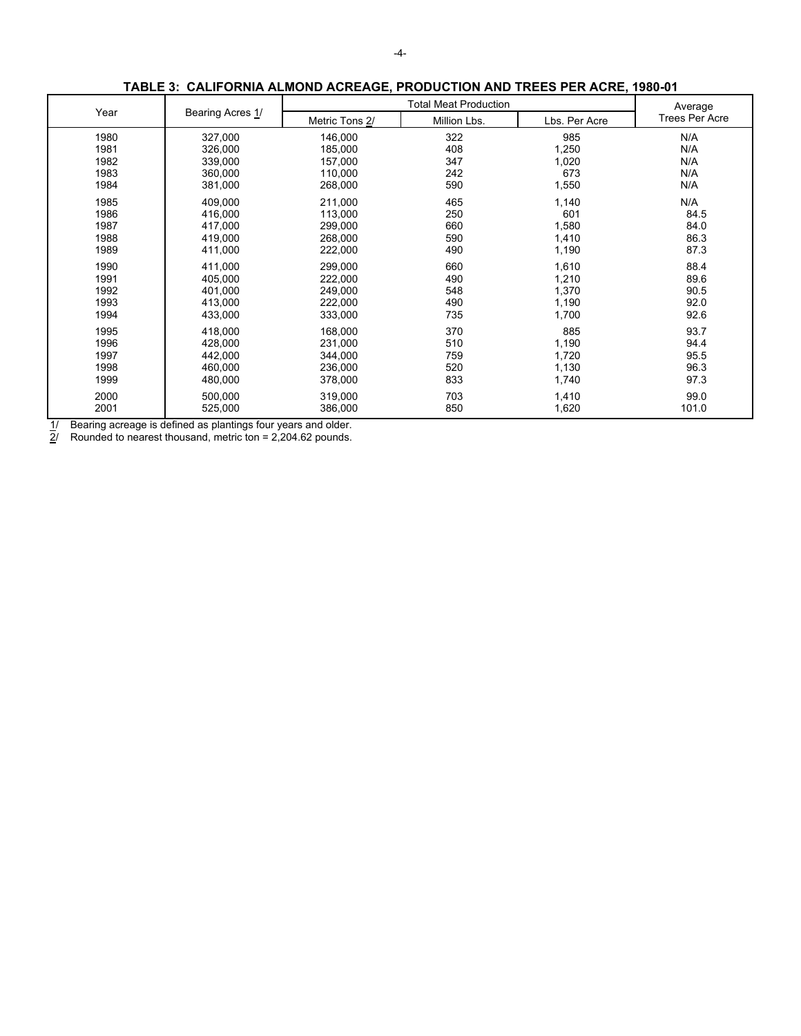**TABLE 3: CALIFORNIA ALMOND ACREAGE, PRODUCTION AND TREES PER ACRE, 1980-01**

| Year | Bearing Acres 1/ | Total Meat Production | | | Average Trees Per Acre |
|---|---|---|---|---|---|
| | | Metric Tons 2/ | Million Lbs. | Lbs. Per Acre | |
| 1980 | 327,000 | 146,000 | 322 | 985 | N/A |
| 1981 | 326,000 | 185,000 | 408 | 1,250 | N/A |
| 1982 | 339,000 | 157,000 | 347 | 1,020 | N/A |
| 1983 | 360,000 | 110,000 | 242 | 673 | N/A |
| 1984 | 381,000 | 268,000 | 590 | 1,550 | N/A |
| 1985 | 409,000 | 211,000 | 465 | 1,140 | N/A |
| 1986 | 416,000 | 113,000 | 250 | 601 | 84.5 |
| 1987 | 417,000 | 299,000 | 660 | 1,580 | 84.0 |
| 1988 | 419,000 | 268,000 | 590 | 1,410 | 86.3 |
| 1989 | 411,000 | 222,000 | 490 | 1,190 | 87.3 |
| 1990 | 411,000 | 299,000 | 660 | 1,610 | 88.4 |
| 1991 | 405,000 | 222,000 | 490 | 1,210 | 89.6 |
| 1992 | 401,000 | 249,000 | 548 | 1,370 | 90.5 |
| 1993 | 413,000 | 222,000 | 490 | 1,190 | 92.0 |
| 1994 | 433,000 | 333,000 | 735 | 1,700 | 92.6 |
| 1995 | 418,000 | 168,000 | 370 | 885 | 93.7 |
| 1996 | 428,000 | 231,000 | 510 | 1,190 | 94.4 |
| 1997 | 442,000 | 344,000 | 759 | 1,720 | 95.5 |
| 1998 | 460,000 | 236,000 | 520 | 1,130 | 96.3 |
| 1999 | 480,000 | 378,000 | 833 | 1,740 | 97.3 |
| 2000 | 500,000 | 319,000 | 703 | 1,410 | 99.0 |
| 2001 | 525,000 | 386,000 | 850 | 1,620 | 101.0 |

1/ Bearing acreage is defined as plantings four years and older.
2/ Rounded to nearest thousand, metric ton = 2,204.62 pounds.